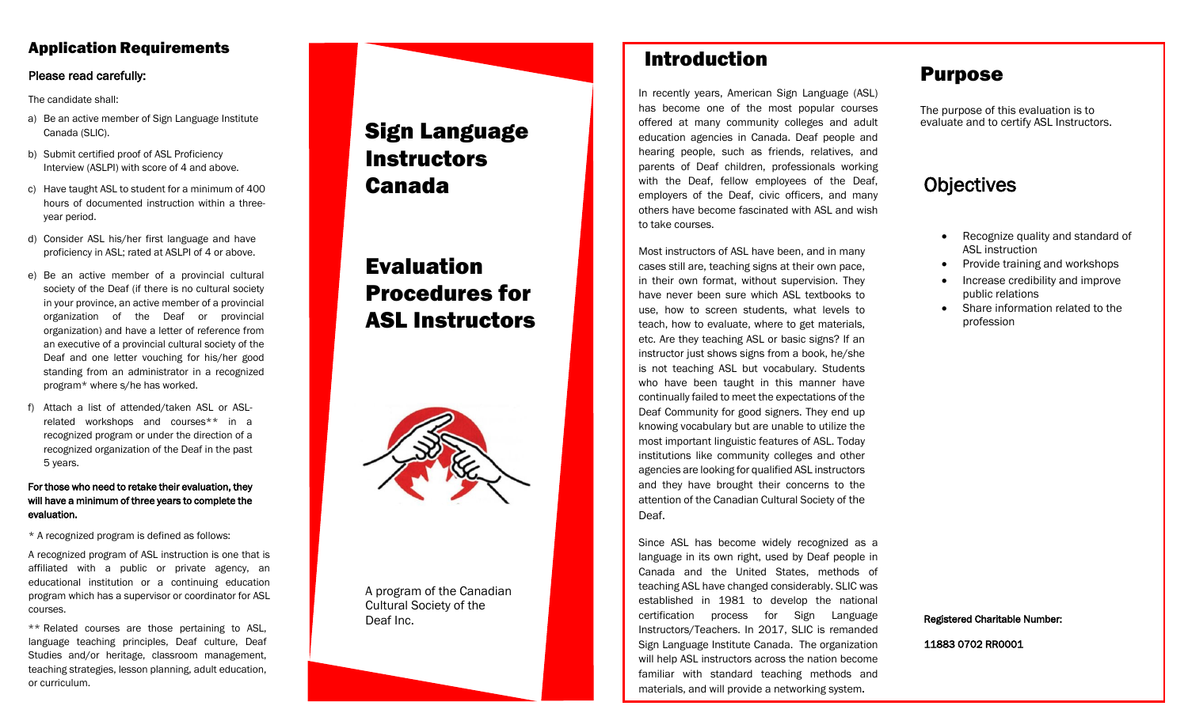## Application Requirements

**Please read carefully:**

The candidate shall:

a) Be an active member of Sign Language Institute Canada (SLIC).

b) Submit certified proof of ASL Proficiency Interview (ASLPI) with score of 4 and above.

c) Have taught ASL to student for a minimum of 400 hours of documented instruction within a three-year period.

d) Consider ASL his/her first language and have proficiency in ASL; rated at ASLPI of 4 or above.

e) Be an active member of a provincial cultural society of the Deaf (if there is no cultural society in your province, an active member of a provincial organization of the Deaf or provincial organization) and have a letter of reference from an executive of a provincial cultural society of the Deaf and one letter vouching for his/her good standing from an administrator in a recognized program* where s/he has worked.

f) Attach a list of attended/taken ASL or ASL-related workshops and courses** in a recognized program or under the direction of a recognized organization of the Deaf in the past 5 years.

**For those who need to retake their evaluation, they will have a minimum of three years to complete the evaluation.**

* A recognized program is defined as follows:

A recognized program of ASL instruction is one that is affiliated with a public or private agency, an educational institution or a continuing education program which has a supervisor or coordinator for ASL courses.

** Related courses are those pertaining to ASL, language teaching principles, Deaf culture, Deaf Studies and/or heritage, classroom management, teaching strategies, lesson planning, adult education, or curriculum.

# Sign Language Instructors Canada

# Evaluation Procedures for ASL Instructors

A program of the Canadian Cultural Society of the Deaf Inc.

## Introduction

In recently years, American Sign Language (ASL) has become one of the most popular courses offered at many community colleges and adult education agencies in Canada. Deaf people and hearing people, such as friends, relatives, and parents of Deaf children, professionals working with the Deaf, fellow employees of the Deaf, employers of the Deaf, civic officers, and many others have become fascinated with ASL and wish to take courses.

Most instructors of ASL have been, and in many cases still are, teaching signs at their own pace, in their own format, without supervision. They have never been sure which ASL textbooks to use, how to screen students, what levels to teach, how to evaluate, where to get materials, etc. Are they teaching ASL or basic signs? If an instructor just shows signs from a book, he/she is not teaching ASL but vocabulary. Students who have been taught in this manner have continually failed to meet the expectations of the Deaf Community for good signers. They end up knowing vocabulary but are unable to utilize the most important linguistic features of ASL. Today institutions like community colleges and other agencies are looking for qualified ASL instructors and they have brought their concerns to the attention of the Canadian Cultural Society of the Deaf.

Since ASL has become widely recognized as a language in its own right, used by Deaf people in Canada and the United States, methods of teaching ASL have changed considerably. SLIC was established in 1981 to develop the national certification process for Sign Language Instructors/Teachers. In 2017, SLIC is remanded Sign Language Institute Canada. The organization will help ASL instructors across the nation become familiar with standard teaching methods and materials, and will provide a networking system.

## Purpose

The purpose of this evaluation is to evaluate and to certify ASL Instructors.

## Objectives

- Recognize quality and standard of ASL instruction
- Provide training and workshops
- Increase credibility and improve public relations
- Share information related to the profession

**Registered Charitable Number:**

**11883 0702 RR0001**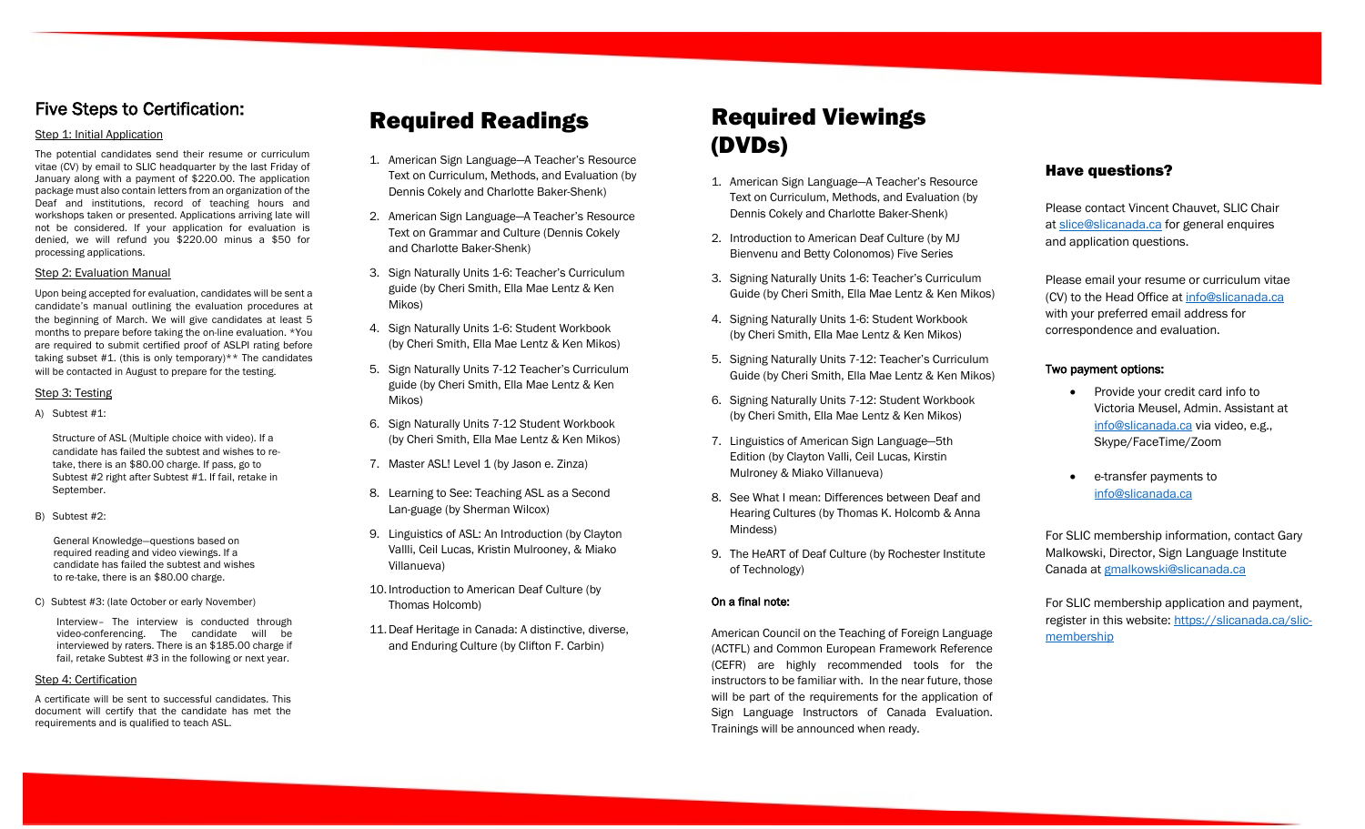## Five Steps to Certification:

Step 1: Initial Application

The potential candidates send their resume or curriculum vitae (CV) by email to SLIC headquarter by the last Friday of January along with a payment of $220.00. The application package must also contain letters from an organization of the Deaf and institutions, record of teaching hours and workshops taken or presented. Applications arriving late will not be considered. If your application for evaluation is denied, we will refund you $220.00 minus a $50 for processing applications.

Step 2: Evaluation Manual

Upon being accepted for evaluation, candidates will be sent a candidate's manual outlining the evaluation procedures at the beginning of March. We will give candidates at least 5 months to prepare before taking the on-line evaluation. *You are required to submit certified proof of ASLPI rating before taking subset #1. (this is only temporary)** The candidates will be contacted in August to prepare for the testing.

Step 3: Testing

A) Subtest #1:

Structure of ASL (Multiple choice with video). If a candidate has failed the subtest and wishes to re-take, there is an $80.00 charge. If pass, go to Subtest #2 right after Subtest #1. If fail, retake in September.

B) Subtest #2:

General Knowledge—questions based on required reading and video viewings. If a candidate has failed the subtest and wishes to re-take, there is an $80.00 charge.

C) Subtest #3: (late October or early November)

Interview– The interview is conducted through video-conferencing. The candidate will be interviewed by raters. There is an $185.00 charge if fail, retake Subtest #3 in the following or next year.

Step 4: Certification

A certificate will be sent to successful candidates. This document will certify that the candidate has met the requirements and is qualified to teach ASL.

# Required Readings

1. American Sign Language—A Teacher's Resource Text on Curriculum, Methods, and Evaluation (by Dennis Cokely and Charlotte Baker-Shenk)
2. American Sign Language—A Teacher's Resource Text on Grammar and Culture (Dennis Cokely and Charlotte Baker-Shenk)
3. Sign Naturally Units 1-6: Teacher's Curriculum guide (by Cheri Smith, Ella Mae Lentz & Ken Mikos)
4. Sign Naturally Units 1-6: Student Workbook (by Cheri Smith, Ella Mae Lentz & Ken Mikos)
5. Sign Naturally Units 7-12 Teacher's Curriculum guide (by Cheri Smith, Ella Mae Lentz & Ken Mikos)
6. Sign Naturally Units 7-12 Student Workbook (by Cheri Smith, Ella Mae Lentz & Ken Mikos)
7. Master ASL! Level 1 (by Jason e. Zinza)
8. Learning to See: Teaching ASL as a Second Lan-guage (by Sherman Wilcox)
9. Linguistics of ASL: An Introduction (by Clayton Vallli, Ceil Lucas, Kristin Mulrooney, & Miako Villanueva)
10. Introduction to American Deaf Culture (by Thomas Holcomb)
11. Deaf Heritage in Canada: A distinctive, diverse, and Enduring Culture (by Clifton F. Carbin)

# Required Viewings (DVDs)

1. American Sign Language—A Teacher's Resource Text on Curriculum, Methods, and Evaluation (by Dennis Cokely and Charlotte Baker-Shenk)
2. Introduction to American Deaf Culture (by MJ Bienvenu and Betty Colonomos) Five Series
3. Signing Naturally Units 1-6: Teacher's Curriculum Guide (by Cheri Smith, Ella Mae Lentz & Ken Mikos)
4. Signing Naturally Units 1-6: Student Workbook (by Cheri Smith, Ella Mae Lentz & Ken Mikos)
5. Signing Naturally Units 7-12: Teacher's Curriculum Guide (by Cheri Smith, Ella Mae Lentz & Ken Mikos)
6. Signing Naturally Units 7-12: Student Workbook (by Cheri Smith, Ella Mae Lentz & Ken Mikos)
7. Linguistics of American Sign Language—5th Edition (by Clayton Valli, Ceil Lucas, Kirstin Mulroney & Miako Villanueva)
8. See What I mean: Differences between Deaf and Hearing Cultures (by Thomas K. Holcomb & Anna Mindess)
9. The HeART of Deaf Culture (by Rochester Institute of Technology)

**On a final note:**

American Council on the Teaching of Foreign Language (ACTFL) and Common European Framework Reference (CEFR) are highly recommended tools for the instructors to be familiar with. In the near future, those will be part of the requirements for the application of Sign Language Instructors of Canada Evaluation. Trainings will be announced when ready.

## Have questions?

Please contact Vincent Chauvet, SLIC Chair at slice@slicanada.ca for general enquires and application questions.

Please email your resume or curriculum vitae (CV) to the Head Office at info@slicanada.ca with your preferred email address for correspondence and evaluation.

**Two payment options:**

- Provide your credit card info to Victoria Meusel, Admin. Assistant at info@slicanada.ca via video, e.g., Skype/FaceTime/Zoom
- e-transfer payments to info@slicanada.ca

For SLIC membership information, contact Gary Malkowski, Director, Sign Language Institute Canada at gmalkowski@slicanada.ca

For SLIC membership application and payment, register in this website: https://slicanada.ca/slic-membership